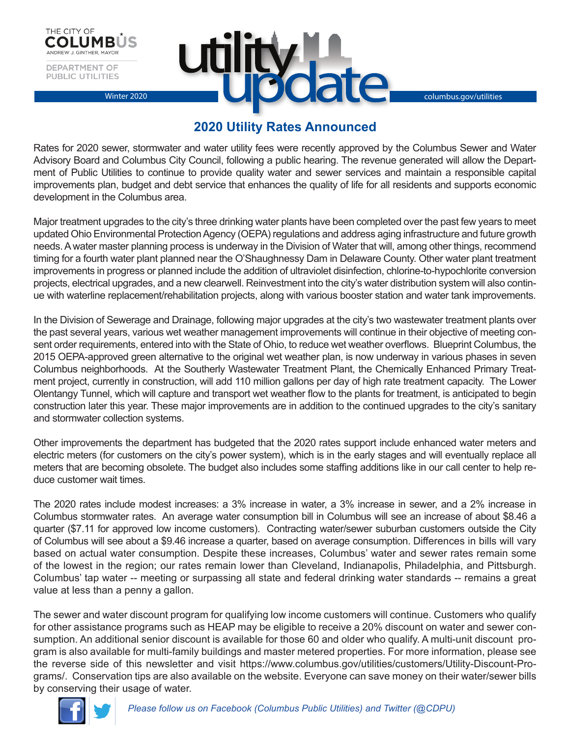THE CITY OF
**COLUMBUS**
ANDREW J. GINTHER, MAYOR

DEPARTMENT OF
PUBLIC UTILITIES

Winter 2020

# utility update

columbus.gov/utilities

## 2020 Utility Rates Announced

Rates for 2020 sewer, stormwater and water utility fees were recently approved by the Columbus Sewer and Water Advisory Board and Columbus City Council, following a public hearing. The revenue generated will allow the Department of Public Utilities to continue to provide quality water and sewer services and maintain a responsible capital improvements plan, budget and debt service that enhances the quality of life for all residents and supports economic development in the Columbus area.

Major treatment upgrades to the city's three drinking water plants have been completed over the past few years to meet updated Ohio Environmental Protection Agency (OEPA) regulations and address aging infrastructure and future growth needs. A water master planning process is underway in the Division of Water that will, among other things, recommend timing for a fourth water plant planned near the O'Shaughnessy Dam in Delaware County. Other water plant treatment improvements in progress or planned include the addition of ultraviolet disinfection, chlorine-to-hypochlorite conversion projects, electrical upgrades, and a new clearwell. Reinvestment into the city's water distribution system will also continue with waterline replacement/rehabilitation projects, along with various booster station and water tank improvements.

In the Division of Sewerage and Drainage, following major upgrades at the city's two wastewater treatment plants over the past several years, various wet weather management improvements will continue in their objective of meeting consent order requirements, entered into with the State of Ohio, to reduce wet weather overflows. Blueprint Columbus, the 2015 OEPA-approved green alternative to the original wet weather plan, is now underway in various phases in seven Columbus neighborhoods. At the Southerly Wastewater Treatment Plant, the Chemically Enhanced Primary Treatment project, currently in construction, will add 110 million gallons per day of high rate treatment capacity. The Lower Olentangy Tunnel, which will capture and transport wet weather flow to the plants for treatment, is anticipated to begin construction later this year. These major improvements are in addition to the continued upgrades to the city's sanitary and stormwater collection systems.

Other improvements the department has budgeted that the 2020 rates support include enhanced water meters and electric meters (for customers on the city's power system), which is in the early stages and will eventually replace all meters that are becoming obsolete. The budget also includes some staffing additions like in our call center to help reduce customer wait times.

The 2020 rates include modest increases: a 3% increase in water, a 3% increase in sewer, and a 2% increase in Columbus stormwater rates. An average water consumption bill in Columbus will see an increase of about $8.46 a quarter ($7.11 for approved low income customers). Contracting water/sewer suburban customers outside the City of Columbus will see about a $9.46 increase a quarter, based on average consumption. Differences in bills will vary based on actual water consumption. Despite these increases, Columbus' water and sewer rates remain some of the lowest in the region; our rates remain lower than Cleveland, Indianapolis, Philadelphia, and Pittsburgh. Columbus' tap water -- meeting or surpassing all state and federal drinking water standards -- remains a great value at less than a penny a gallon.

The sewer and water discount program for qualifying low income customers will continue. Customers who qualify for other assistance programs such as HEAP may be eligible to receive a 20% discount on water and sewer consumption. An additional senior discount is available for those 60 and older who qualify. A multi-unit discount program is also available for multi-family buildings and master metered properties. For more information, please see the reverse side of this newsletter and visit https://www.columbus.gov/utilities/customers/Utility-Discount-Programs/. Conservation tips are also available on the website. Everyone can save money on their water/sewer bills by conserving their usage of water.

*Please follow us on Facebook (Columbus Public Utilities) and Twitter (@CDPU)*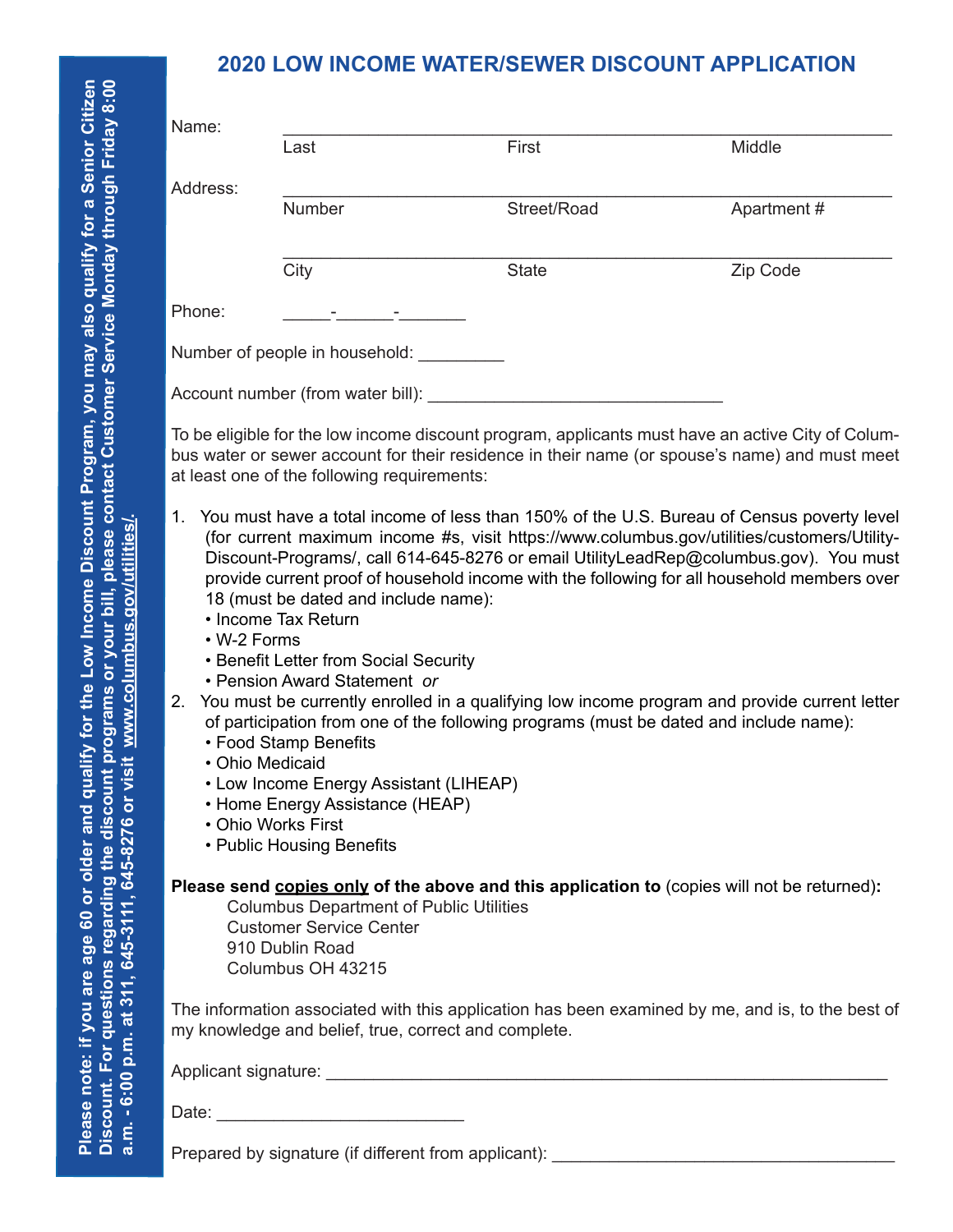# 2020 LOW INCOME WATER/SEWER DISCOUNT APPLICATION

Name: ______________________________________________________________
Last First Middle

Address: ______________________________________________________________
Number Street/Road Apartment #

______________________________________________________________
City State Zip Code

Phone: _____-______-_______

Number of people in household: _________

Account number (from water bill): ______________________________

To be eligible for the low income discount program, applicants must have an active City of Columbus water or sewer account for their residence in their name (or spouse's name) and must meet at least one of the following requirements:

1. You must have a total income of less than 150% of the U.S. Bureau of Census poverty level (for current maximum income #s, visit https://www.columbus.gov/utilities/customers/Utility-Discount-Programs/, call 614-645-8276 or email UtilityLeadRep@columbus.gov). You must provide current proof of household income with the following for all household members over 18 (must be dated and include name):
   - Income Tax Return
   - W-2 Forms
   - Benefit Letter from Social Security
   - Pension Award Statement *or*
2. You must be currently enrolled in a qualifying low income program and provide current letter of participation from one of the following programs (must be dated and include name):
   - Food Stamp Benefits
   - Ohio Medicaid
   - Low Income Energy Assistant (LIHEAP)
   - Home Energy Assistance (HEAP)
   - Ohio Works First
   - Public Housing Benefits

**Please send copies only of the above and this application to** (copies will not be returned)**:**

Columbus Department of Public Utilities
Customer Service Center
910 Dublin Road
Columbus OH 43215

The information associated with this application has been examined by me, and is, to the best of my knowledge and belief, true, correct and complete.

Applicant signature: ______________________________________________________________

Date: __________________________

Prepared by signature (if different from applicant): ____________________________________

**Please note: if you are age 60 or older and qualify for the Low Income Discount Program, you may also qualify for a Senior Citizen Discount. For questions regarding the discount programs or your bill, please contact Customer Service Monday through Friday 8:00 a.m. - 6:00 p.m. at 311, 645-3111, 645-8276 or visit www.columbus.gov/utilities/.**